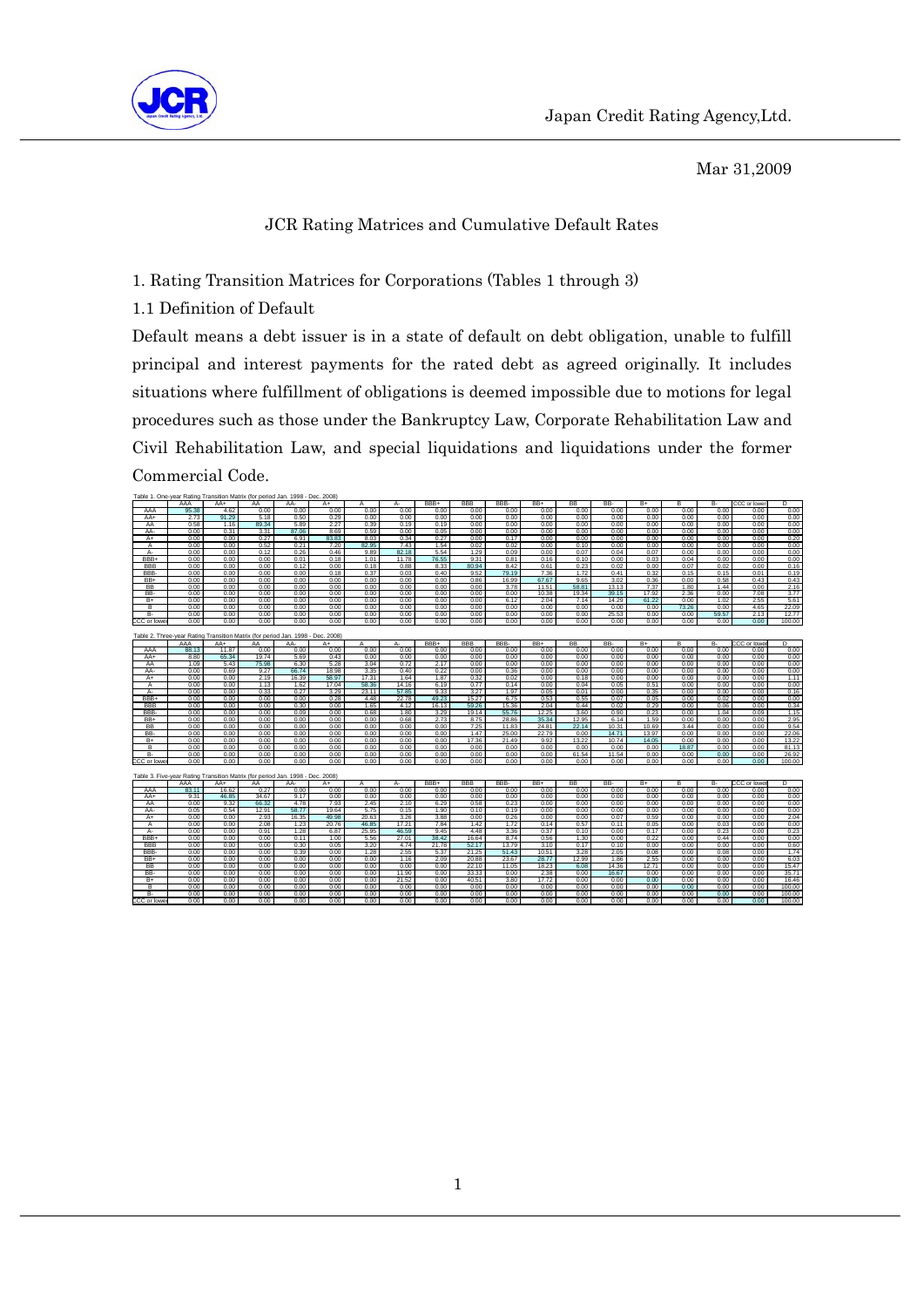Japan Credit Rating Agency,Ltd.

Mar 31,2009

# JCR Rating Matrices and Cumulative Default Rates

## 1. Rating Transition Matrices for Corporations (Tables 1 through 3)

### 1.1 Definition of Default

Default means a debt issuer is in a state of default on debt obligation, unable to fulfill principal and interest payments for the rated debt as agreed originally. It includes situations where fulfillment of obligations is deemed impossible due to motions for legal procedures such as those under the Bankruptcy Law, Corporate Rehabilitation Law and Civil Rehabilitation Law, and special liquidations and liquidations under the former Commercial Code.

Table 1. One-year Rating Transition Matrix (for period Jan. 1998 - Dec. 2008)

| | AAA | AA+ | AA | AA- | A+ | A | A- | BBB+ | BBB | BBB- | BB+ | BB | BB- | B+ | B | B- | CCC or lower | D |
|---|---|---|---|---|---|---|---|---|---|---|---|---|---|---|---|---|---|---|
| AAA | 95.38 | 4.62 | 0.00 | 0.00 | 0.00 | 0.00 | 0.00 | 0.00 | 0.00 | 0.00 | 0.00 | 0.00 | 0.00 | 0.00 | 0.00 | 0.00 | 0.00 | 0.00 |
| AA+ | 2.73 | 91.29 | 5.18 | 0.50 | 0.29 | 0.00 | 0.00 | 0.00 | 0.00 | 0.00 | 0.00 | 0.00 | 0.00 | 0.00 | 0.00 | 0.00 | 0.00 | 0.00 |
| AA | 0.58 | 1.16 | 89.34 | 5.89 | 2.27 | 0.39 | 0.19 | 0.19 | 0.00 | 0.00 | 0.00 | 0.00 | 0.00 | 0.00 | 0.00 | 0.00 | 0.00 | 0.00 |
| AA- | 0.00 | 0.31 | 3.31 | 87.06 | 8.69 | 0.59 | 0.00 | 0.05 | 0.00 | 0.00 | 0.00 | 0.00 | 0.00 | 0.00 | 0.00 | 0.00 | 0.00 | 0.00 |
| A+ | 0.00 | 0.00 | 0.27 | 6.91 | 83.83 | 8.03 | 0.34 | 0.27 | 0.00 | 0.17 | 0.00 | 0.00 | 0.00 | 0.00 | 0.00 | 0.00 | 0.00 | 0.20 |
| A | 0.00 | 0.00 | 0.52 | 0.21 | 7.20 | 82.95 | 7.43 | 1.54 | 0.02 | 0.02 | 0.00 | 0.10 | 0.00 | 0.00 | 0.00 | 0.00 | 0.00 | 0.00 |
| A- | 0.00 | 0.00 | 0.12 | 0.26 | 0.46 | 9.89 | 82.18 | 5.54 | 1.29 | 0.09 | 0.00 | 0.07 | 0.04 | 0.07 | 0.00 | 0.00 | 0.00 | 0.00 |
| BBB+ | 0.00 | 0.00 | 0.00 | 0.01 | 0.18 | 1.01 | 1.78 | 76.55 | 9.31 | 0.81 | 0.16 | 0.10 | 0.00 | 0.03 | 0.04 | 0.00 | 0.00 | 0.00 |
| BBB | 0.00 | 0.00 | 0.00 | 0.12 | 0.00 | 0.18 | 0.88 | 8.33 | 80.94 | 8.42 | 0.61 | 0.23 | 0.02 | 0.00 | 0.07 | 0.02 | 0.00 | 0.16 |
| BBB- | 0.00 | 0.00 | 0.00 | 0.00 | 0.18 | 0.37 | 0.03 | 0.40 | 9.52 | 79.19 | 7.36 | 1.72 | 0.41 | 0.32 | 0.15 | 0.15 | 0.01 | 0.19 |
| BB+ | 0.00 | 0.00 | 0.00 | 0.00 | 0.00 | 0.00 | 0.00 | 0.00 | 0.86 | 16.99 | 67.67 | 9.65 | 3.02 | 0.36 | 0.00 | 0.58 | 0.43 | 0.43 |
| BB | 0.00 | 0.00 | 0.00 | 0.00 | 0.00 | 0.00 | 0.00 | 0.00 | 0.00 | 3.78 | 11.51 | 58.81 | 13.13 | 7.37 | 1.80 | 1.44 | 0.00 | 2.16 |
| BB- | 0.00 | 0.00 | 0.00 | 0.00 | 0.00 | 0.00 | 0.00 | 0.00 | 0.00 | 0.00 | 10.38 | 19.34 | 39.15 | 17.92 | 2.36 | 0.00 | 7.08 | 3.77 |
| B+ | 0.00 | 0.00 | 0.00 | 0.00 | 0.00 | 0.00 | 0.00 | 0.00 | 0.00 | 6.12 | 2.04 | 7.14 | 14.29 | 61.22 | 0.00 | 1.02 | 2.55 | 5.61 |
| B | 0.00 | 0.00 | 0.00 | 0.00 | 0.00 | 0.00 | 0.00 | 0.00 | 0.00 | 0.00 | 0.00 | 0.00 | 0.00 | 0.00 | 73.26 | 0.00 | 4.65 | 22.09 |
| B- | 0.00 | 0.00 | 0.00 | 0.00 | 0.00 | 0.00 | 0.00 | 0.00 | 0.00 | 0.00 | 0.00 | 0.00 | 25.53 | 0.00 | 0.00 | 59.57 | 2.13 | 12.77 |
| CCC or lower | 0.00 | 0.00 | 0.00 | 0.00 | 0.00 | 0.00 | 0.00 | 0.00 | 0.00 | 0.00 | 0.00 | 0.00 | 0.00 | 0.00 | 0.00 | 0.00 | 0.00 | 100.00 |

Table 2. Three-year Rating Transition Matrix (for period Jan. 1998 - Dec. 2008)

| | AAA | AA+ | AA | AA- | A+ | A | A- | BBB+ | BBB | BBB- | BB+ | BB | BB- | B+ | B | B- | CCC or lower | D |
|---|---|---|---|---|---|---|---|---|---|---|---|---|---|---|---|---|---|---|
| AAA | 88.13 | 11.87 | 0.00 | 0.00 | 0.00 | 0.00 | 0.00 | 0.00 | 0.00 | 0.00 | 0.00 | 0.00 | 0.00 | 0.00 | 0.00 | 0.00 | 0.00 | 0.00 |
| AA+ | 8.80 | 65.34 | 19.74 | 5.69 | 0.43 | 0.00 | 0.00 | 0.00 | 0.00 | 0.00 | 0.00 | 0.00 | 0.00 | 0.00 | 0.00 | 0.00 | 0.00 | 0.00 |
| AA | 1.09 | 5.43 | 75.98 | 6.30 | 5.28 | 3.04 | 0.72 | 2.17 | 0.00 | 0.00 | 0.00 | 0.00 | 0.00 | 0.00 | 0.00 | 0.00 | 0.00 | 0.00 |
| AA- | 0.00 | 0.69 | 9.27 | 66.74 | 18.98 | 3.35 | 0.40 | 0.22 | 0.00 | 0.35 | 0.00 | 0.00 | 0.00 | 0.00 | 0.00 | 0.00 | 0.00 | 0.00 |
| A+ | 0.00 | 0.00 | 2.19 | 16.39 | 58.97 | 17.31 | 1.64 | 1.87 | 0.32 | 0.02 | 0.00 | 0.18 | 0.00 | 0.00 | 0.00 | 0.00 | 0.00 | 1.11 |
| A | 0.00 | 0.00 | 1.13 | 1.62 | 17.04 | 58.36 | 14.16 | 6.19 | 0.77 | 0.14 | 0.00 | 0.04 | 0.05 | 0.51 | 0.00 | 0.00 | 0.00 | 0.00 |
| A- | 0.00 | 0.00 | 0.33 | 0.27 | 3.29 | 23.11 | 57.85 | 9.33 | 3.27 | 1.97 | 0.05 | 0.01 | 0.00 | 0.35 | 0.00 | 0.00 | 0.00 | 0.16 |
| BBB+ | 0.00 | 0.00 | 0.00 | 0.00 | 0.28 | 4.48 | 22.78 | 49.23 | 15.27 | 6.75 | 0.53 | 0.55 | 0.07 | 0.05 | 0.00 | 0.02 | 0.00 | 0.00 |
| BBB | 0.00 | 0.00 | 0.00 | 0.30 | 0.00 | 1.65 | 4.12 | 16.13 | 59.26 | 15.36 | 2.04 | 0.44 | 0.02 | 0.29 | 0.00 | 0.06 | 0.00 | 0.34 |
| BBB- | 0.00 | 0.00 | 0.00 | 0.09 | 0.00 | 0.68 | 1.80 | 3.29 | 19.14 | 55.76 | 12.25 | 3.60 | 0.90 | 0.23 | 0.00 | 1.04 | 0.09 | 1.15 |
| BB+ | 0.00 | 0.00 | 0.00 | 0.00 | 0.00 | 0.00 | 0.68 | 2.73 | 8.75 | 28.86 | 35.34 | 12.95 | 6.14 | 1.59 | 0.00 | 0.00 | 0.00 | 2.95 |
| BB | 0.00 | 0.00 | 0.00 | 0.00 | 0.00 | 0.00 | 0.00 | 0.00 | 7.25 | 11.83 | 24.81 | 22.14 | 10.31 | 10.69 | 3.44 | 0.00 | 0.00 | 9.54 |
| BB- | 0.00 | 0.00 | 0.00 | 0.00 | 0.00 | 0.00 | 0.00 | 0.00 | 1.47 | 25.00 | 22.79 | 0.00 | 14.71 | 13.97 | 0.00 | 0.00 | 0.00 | 22.06 |
| B+ | 0.00 | 0.00 | 0.00 | 0.00 | 0.00 | 0.00 | 0.00 | 0.00 | 17.36 | 21.49 | 9.92 | 13.22 | 10.74 | 14.05 | 0.00 | 0.00 | 0.00 | 13.22 |
| B | 0.00 | 0.00 | 0.00 | 0.00 | 0.00 | 0.00 | 0.00 | 0.00 | 0.00 | 0.00 | 0.00 | 0.00 | 0.00 | 0.00 | 18.87 | 0.00 | 0.00 | 81.13 |
| B- | 0.00 | 0.00 | 0.00 | 0.00 | 0.00 | 0.00 | 0.00 | 0.00 | 0.00 | 0.00 | 0.00 | 61.54 | 11.54 | 0.00 | 0.00 | 0.00 | 0.00 | 26.92 |
| CCC or lower | 0.00 | 0.00 | 0.00 | 0.00 | 0.00 | 0.00 | 0.00 | 0.00 | 0.00 | 0.00 | 0.00 | 0.00 | 0.00 | 0.00 | 0.00 | 0.00 | 0.00 | 100.00 |

Table 3. Five-year Rating Transition Matrix (for period Jan. 1998 - Dec. 2008)

| | AAA | AA+ | AA | AA- | A+ | A | A- | BBB+ | BBB | BBB- | BB+ | BB | BB- | B+ | B | B- | CCC or lower | D |
|---|---|---|---|---|---|---|---|---|---|---|---|---|---|---|---|---|---|---|
| AAA | 83.11 | 16.62 | 0.27 | 0.00 | 0.00 | 0.00 | 0.00 | 0.00 | 0.00 | 0.00 | 0.00 | 0.00 | 0.00 | 0.00 | 0.00 | 0.00 | 0.00 | 0.00 |
| AA+ | 9.31 | 46.85 | 34.67 | 9.17 | 0.00 | 0.00 | 0.00 | 0.00 | 0.00 | 0.00 | 0.00 | 0.00 | 0.00 | 0.00 | 0.00 | 0.00 | 0.00 | 0.00 |
| AA | 0.00 | 9.32 | 66.32 | 4.78 | 7.93 | 2.45 | 2.10 | 6.29 | 0.58 | 0.23 | 0.00 | 0.00 | 0.00 | 0.00 | 0.00 | 0.00 | 0.00 | 0.00 |
| AA- | 0.05 | 0.54 | 12.91 | 58.77 | 19.64 | 5.75 | 0.15 | 1.90 | 0.10 | 0.19 | 0.00 | 0.00 | 0.00 | 0.00 | 0.00 | 0.00 | 0.00 | 0.00 |
| A+ | 0.00 | 0.00 | 2.93 | 16.35 | 49.98 | 20.63 | 3.26 | 3.88 | 0.00 | 0.25 | 0.00 | 0.00 | 0.07 | 0.59 | 0.00 | 0.00 | 0.00 | 2.04 |
| A | 0.00 | 0.00 | 2.08 | 1.23 | 20.76 | 46.85 | 17.21 | 7.84 | 1.42 | 1.72 | 0.14 | 0.57 | 0.11 | 0.05 | 0.00 | 0.03 | 0.00 | 0.00 |
| A- | 0.00 | 0.00 | 0.91 | 1.28 | 6.87 | 25.95 | 46.59 | 9.45 | 4.48 | 3.36 | 0.37 | 0.10 | 0.00 | 0.17 | 0.00 | 0.23 | 0.00 | 0.23 |
| BBB+ | 0.00 | 0.00 | 0.00 | 0.11 | 1.00 | 5.56 | 27.01 | 38.42 | 16.64 | 8.74 | 0.56 | 1.30 | 0.00 | 0.22 | 0.00 | 0.44 | 0.00 | 0.00 |
| BBB | 0.00 | 0.00 | 0.00 | 0.30 | 0.05 | 3.20 | 4.74 | 21.78 | 52.17 | 13.79 | 3.10 | 0.17 | 0.10 | 0.00 | 0.00 | 0.00 | 0.00 | 0.60 |
| BBB- | 0.00 | 0.00 | 0.00 | 0.39 | 0.00 | 1.28 | 2.55 | 5.37 | 21.25 | 51.43 | 10.51 | 3.28 | 2.05 | 0.08 | 0.00 | 0.08 | 0.00 | 1.74 |
| BB+ | 0.00 | 0.00 | 0.00 | 0.00 | 0.00 | 0.00 | 1.16 | 2.09 | 20.88 | 23.67 | 28.77 | 12.99 | 1.86 | 2.55 | 0.00 | 0.00 | 0.00 | 6.03 |
| BB | 0.00 | 0.00 | 0.00 | 0.00 | 0.00 | 0.00 | 0.00 | 0.00 | 22.10 | 11.05 | 18.23 | 6.08 | 14.36 | 12.71 | 0.00 | 0.00 | 0.00 | 15.47 |
| BB- | 0.00 | 0.00 | 0.00 | 0.00 | 0.00 | 0.00 | 11.90 | 0.00 | 33.33 | 0.00 | 2.38 | 0.00 | 16.67 | 0.00 | 0.00 | 0.00 | 0.00 | 35.71 |
| B+ | 0.00 | 0.00 | 0.00 | 0.00 | 0.00 | 0.00 | 21.52 | 0.00 | 40.51 | 3.80 | 17.72 | 0.00 | 0.00 | 0.00 | 0.00 | 0.00 | 0.00 | 16.46 |
| B | 0.00 | 0.00 | 0.00 | 0.00 | 0.00 | 0.00 | 0.00 | 0.00 | 0.00 | 0.00 | 0.00 | 0.00 | 0.00 | 0.00 | 0.00 | 0.00 | 0.00 | 100.00 |
| B- | 0.00 | 0.00 | 0.00 | 0.00 | 0.00 | 0.00 | 0.00 | 0.00 | 0.00 | 0.00 | 0.00 | 0.00 | 0.00 | 0.00 | 0.00 | 0.00 | 0.00 | 100.00 |
| CCC or lower | 0.00 | 0.00 | 0.00 | 0.00 | 0.00 | 0.00 | 0.00 | 0.00 | 0.00 | 0.00 | 0.00 | 0.00 | 0.00 | 0.00 | 0.00 | 0.00 | 0.00 | 100.00 |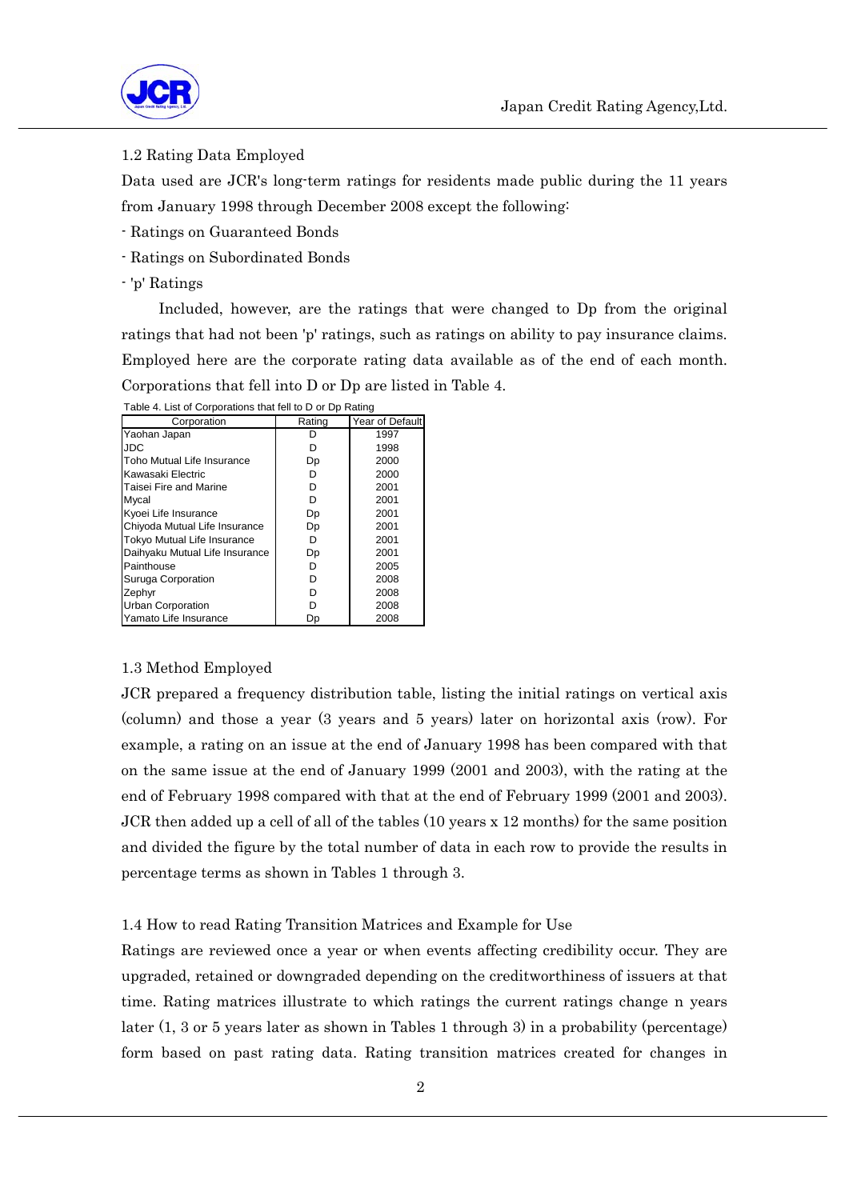### 1.2 Rating Data Employed

Data used are JCR's long-term ratings for residents made public during the 11 years from January 1998 through December 2008 except the following:

- Ratings on Guaranteed Bonds
- Ratings on Subordinated Bonds
- 'p' Ratings

Included, however, are the ratings that were changed to Dp from the original ratings that had not been 'p' ratings, such as ratings on ability to pay insurance claims. Employed here are the corporate rating data available as of the end of each month. Corporations that fell into D or Dp are listed in Table 4.

Table 4. List of Corporations that fell to D or Dp Rating

| Corporation | Rating | Year of Default |
|---|---|---|
| Yaohan Japan | D | 1997 |
| JDC | D | 1998 |
| Toho Mutual Life Insurance | Dp | 2000 |
| Kawasaki Electric | D | 2000 |
| Taisei Fire and Marine | D | 2001 |
| Mycal | D | 2001 |
| Kyoei Life Insurance | Dp | 2001 |
| Chiyoda Mutual Life Insurance | Dp | 2001 |
| Tokyo Mutual Life Insurance | D | 2001 |
| Daihyaku Mutual Life Insurance | Dp | 2001 |
| Painthouse | D | 2005 |
| Suruga Corporation | D | 2008 |
| Zephyr | D | 2008 |
| Urban Corporation | D | 2008 |
| Yamato Life Insurance | Dp | 2008 |

### 1.3 Method Employed

JCR prepared a frequency distribution table, listing the initial ratings on vertical axis (column) and those a year (3 years and 5 years) later on horizontal axis (row). For example, a rating on an issue at the end of January 1998 has been compared with that on the same issue at the end of January 1999 (2001 and 2003), with the rating at the end of February 1998 compared with that at the end of February 1999 (2001 and 2003). JCR then added up a cell of all of the tables (10 years x 12 months) for the same position and divided the figure by the total number of data in each row to provide the results in percentage terms as shown in Tables 1 through 3.

### 1.4 How to read Rating Transition Matrices and Example for Use

Ratings are reviewed once a year or when events affecting credibility occur. They are upgraded, retained or downgraded depending on the creditworthiness of issuers at that time. Rating matrices illustrate to which ratings the current ratings change n years later (1, 3 or 5 years later as shown in Tables 1 through 3) in a probability (percentage) form based on past rating data. Rating transition matrices created for changes in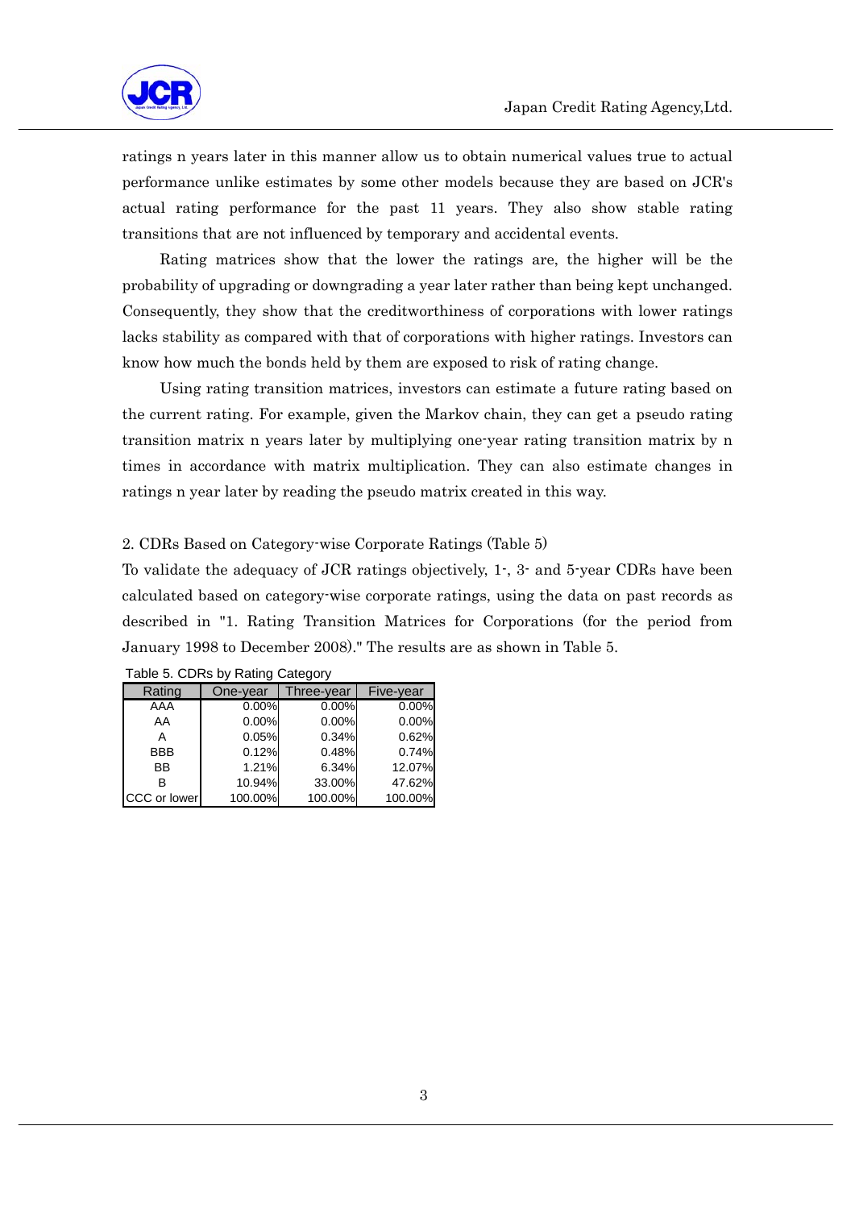ratings n years later in this manner allow us to obtain numerical values true to actual performance unlike estimates by some other models because they are based on JCR's actual rating performance for the past 11 years. They also show stable rating transitions that are not influenced by temporary and accidental events.

Rating matrices show that the lower the ratings are, the higher will be the probability of upgrading or downgrading a year later rather than being kept unchanged. Consequently, they show that the creditworthiness of corporations with lower ratings lacks stability as compared with that of corporations with higher ratings. Investors can know how much the bonds held by them are exposed to risk of rating change.

Using rating transition matrices, investors can estimate a future rating based on the current rating. For example, given the Markov chain, they can get a pseudo rating transition matrix n years later by multiplying one-year rating transition matrix by n times in accordance with matrix multiplication. They can also estimate changes in ratings n year later by reading the pseudo matrix created in this way.

2. CDRs Based on Category-wise Corporate Ratings (Table 5)

To validate the adequacy of JCR ratings objectively, 1-, 3- and 5-year CDRs have been calculated based on category-wise corporate ratings, using the data on past records as described in "1. Rating Transition Matrices for Corporations (for the period from January 1998 to December 2008)." The results are as shown in Table 5.

Table 5. CDRs by Rating Category

| Rating | One-year | Three-year | Five-year |
|---|---|---|---|
| AAA | 0.00% | 0.00% | 0.00% |
| AA | 0.00% | 0.00% | 0.00% |
| A | 0.05% | 0.34% | 0.62% |
| BBB | 0.12% | 0.48% | 0.74% |
| BB | 1.21% | 6.34% | 12.07% |
| B | 10.94% | 33.00% | 47.62% |
| CCC or lower | 100.00% | 100.00% | 100.00% |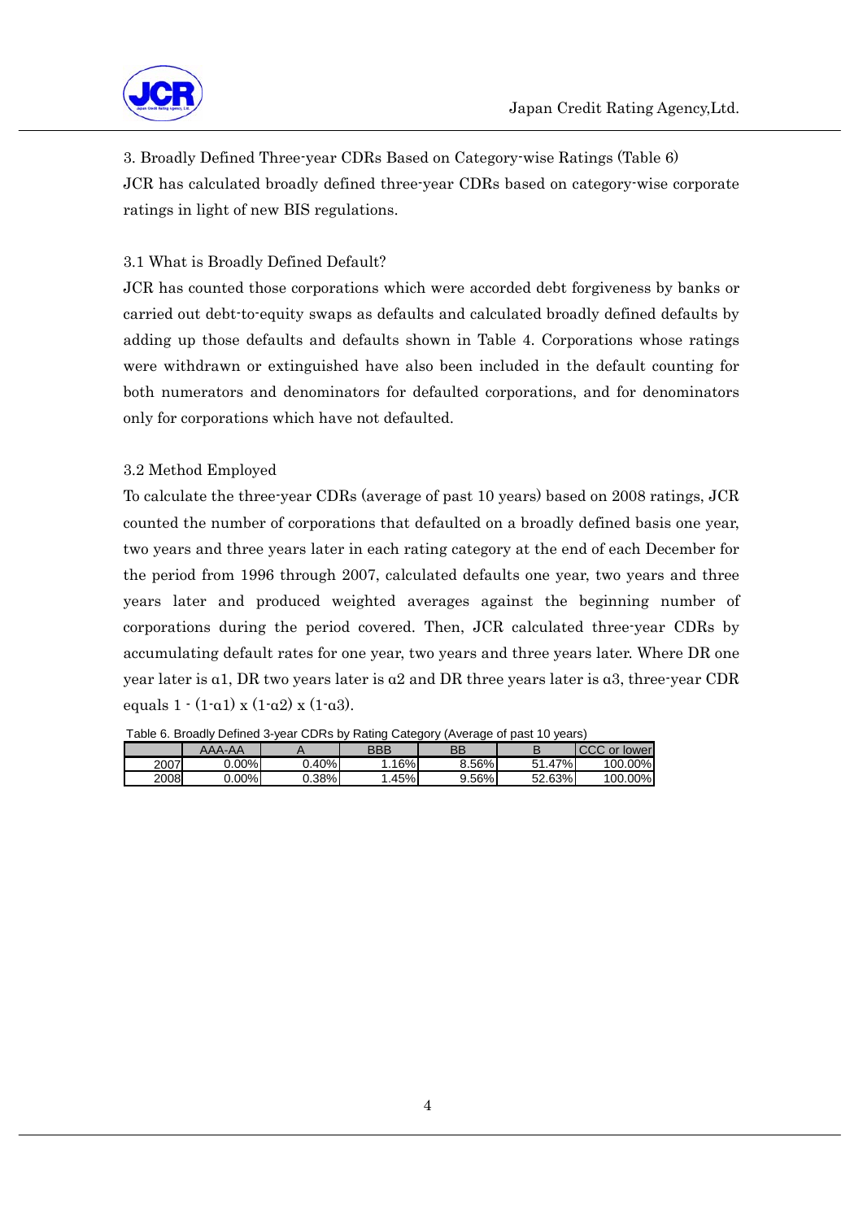3. Broadly Defined Three-year CDRs Based on Category-wise Ratings (Table 6)

JCR has calculated broadly defined three-year CDRs based on category-wise corporate ratings in light of new BIS regulations.

3.1 What is Broadly Defined Default?

JCR has counted those corporations which were accorded debt forgiveness by banks or carried out debt-to-equity swaps as defaults and calculated broadly defined defaults by adding up those defaults and defaults shown in Table 4. Corporations whose ratings were withdrawn or extinguished have also been included in the default counting for both numerators and denominators for defaulted corporations, and for denominators only for corporations which have not defaulted.

3.2 Method Employed

To calculate the three-year CDRs (average of past 10 years) based on 2008 ratings, JCR counted the number of corporations that defaulted on a broadly defined basis one year, two years and three years later in each rating category at the end of each December for the period from 1996 through 2007, calculated defaults one year, two years and three years later and produced weighted averages against the beginning number of corporations during the period covered. Then, JCR calculated three-year CDRs by accumulating default rates for one year, two years and three years later. Where DR one year later is $\alpha 1$, DR two years later is $\alpha 2$ and DR three years later is $\alpha 3$, three-year CDR equals $1 - (1-\alpha 1) \times (1-\alpha 2) \times (1-\alpha 3)$.

Table 6. Broadly Defined 3-year CDRs by Rating Category (Average of past 10 years)

| | AAA-AA | A | BBB | BB | B | CCC or lower |
|---|---|---|---|---|---|---|
| 2007 | 0.00% | 0.40% | 1.16% | 8.56% | 51.47% | 100.00% |
| 2008 | 0.00% | 0.38% | 1.45% | 9.56% | 52.63% | 100.00% |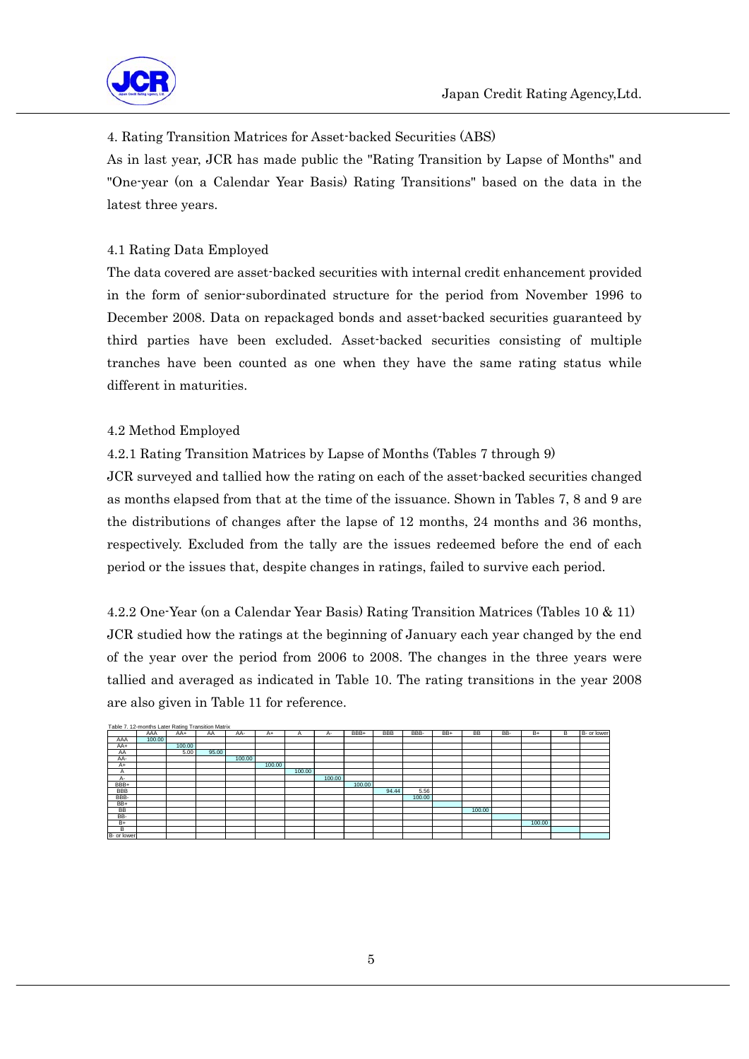## 4. Rating Transition Matrices for Asset-backed Securities (ABS)

As in last year, JCR has made public the "Rating Transition by Lapse of Months" and "One-year (on a Calendar Year Basis) Rating Transitions" based on the data in the latest three years.

### 4.1 Rating Data Employed

The data covered are asset-backed securities with internal credit enhancement provided in the form of senior-subordinated structure for the period from November 1996 to December 2008. Data on repackaged bonds and asset-backed securities guaranteed by third parties have been excluded. Asset-backed securities consisting of multiple tranches have been counted as one when they have the same rating status while different in maturities.

### 4.2 Method Employed

#### 4.2.1 Rating Transition Matrices by Lapse of Months (Tables 7 through 9)

JCR surveyed and tallied how the rating on each of the asset-backed securities changed as months elapsed from that at the time of the issuance. Shown in Tables 7, 8 and 9 are the distributions of changes after the lapse of 12 months, 24 months and 36 months, respectively. Excluded from the tally are the issues redeemed before the end of each period or the issues that, despite changes in ratings, failed to survive each period.

#### 4.2.2 One-Year (on a Calendar Year Basis) Rating Transition Matrices (Tables 10 & 11)

JCR studied how the ratings at the beginning of January each year changed by the end of the year over the period from 2006 to 2008. The changes in the three years were tallied and averaged as indicated in Table 10. The rating transitions in the year 2008 are also given in Table 11 for reference.

Table 7. 12-months Later Rating Transition Matrix

| | AAA | AA+ | AA | AA- | A+ | A | A- | BBB+ | BBB | BBB- | BB+ | BB | BB- | B+ | B | B- or lower |
|---|---|---|---|---|---|---|---|---|---|---|---|---|---|---|---|---|
| AAA | 100.00 | | | | | | | | | | | | | | | |
| AA+ | | 100.00 | | | | | | | | | | | | | | |
| AA | | 5.00 | 95.00 | | | | | | | | | | | | | |
| AA- | | | | 100.00 | | | | | | | | | | | | |
| A+ | | | | | 100.00 | | | | | | | | | | | |
| A | | | | | | 100.00 | | | | | | | | | | |
| A- | | | | | | | 100.00 | | | | | | | | | |
| BBB+ | | | | | | | | 100.00 | | | | | | | | |
| BBB | | | | | | | | | 94.44 | 5.56 | | | | | | |
| BBB- | | | | | | | | | | 100.00 | | | | | | |
| BB+ | | | | | | | | | | | | | | | | |
| BB | | | | | | | | | | | | 100.00 | | | | |
| BB- | | | | | | | | | | | | | | | | |
| B+ | | | | | | | | | | | | | | 100.00 | | |
| B | | | | | | | | | | | | | | | | |
| B- or lower | | | | | | | | | | | | | | | | |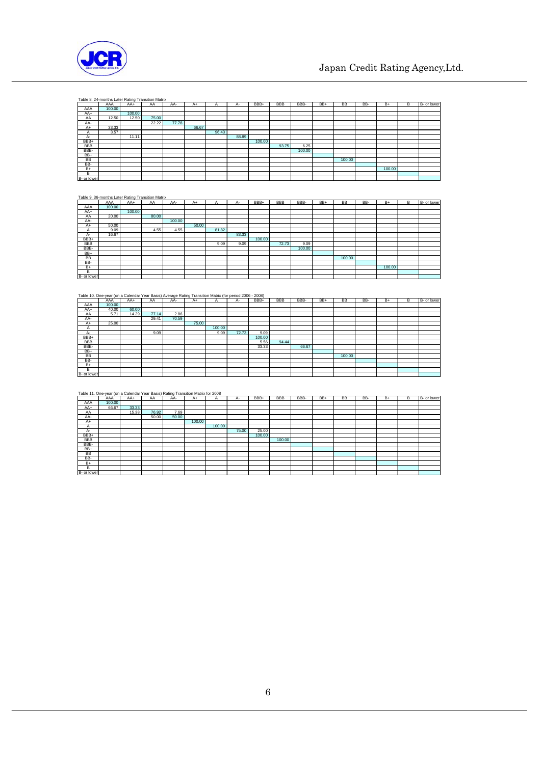Table 8. 24-months Later Rating Transition Matrix

| | AAA | AA+ | AA | AA- | A+ | A | A- | BBB+ | BBB | BBB- | BB+ | BB | BB- | B+ | B | B- or lower |
|---|---|---|---|---|---|---|---|---|---|---|---|---|---|---|---|---|
| AAA | 100.00 | | | | | | | | | | | | | | | |
| AA+ | | 100.00 | | | | | | | | | | | | | | |
| AA | 12.50 | 12.50 | 75.00 | | | | | | | | | | | | | |
| AA- | | | 22.22 | 77.78 | | | | | | | | | | | | |
| A+ | 33.33 | | | | 66.67 | | | | | | | | | | | |
| A | 3.57 | | | | | 96.43 | | | | | | | | | | |
| A- | | 11.11 | | | | | 88.89 | | | | | | | | | |
| BBB+ | | | | | | | | 100.00 | | | | | | | | |
| BBB | | | | | | | | | 93.75 | 6.25 | | | | | | |
| BBB- | | | | | | | | | | 100.00 | | | | | | |
| BB+ | | | | | | | | | | | | | | | | |
| BB | | | | | | | | | | | | 100.00 | | | | |
| BB- | | | | | | | | | | | | | | | | |
| B+ | | | | | | | | | | | | | | 100.00 | | |
| B | | | | | | | | | | | | | | | | |
| B- or lower | | | | | | | | | | | | | | | | |

Table 9. 36-months Later Rating Transition Matrix

| | AAA | AA+ | AA | AA- | A+ | A | A- | BBB+ | BBB | BBB- | BB+ | BB | BB- | B+ | B | B- or lower |
|---|---|---|---|---|---|---|---|---|---|---|---|---|---|---|---|---|
| AAA | 100.00 | | | | | | | | | | | | | | | |
| AA+ | | 100.00 | | | | | | | | | | | | | | |
| AA | 20.00 | | 80.00 | | | | | | | | | | | | | |
| AA- | | | | 100.00 | | | | | | | | | | | | |
| A+ | 50.00 | | | | 50.00 | | | | | | | | | | | |
| A | 9.09 | | 4.55 | 4.55 | | 81.82 | | | | | | | | | | |
| A- | 16.67 | | | | | | 83.33 | | | | | | | | | |
| BBB+ | | | | | | | | 100.00 | | | | | | | | |
| BBB | | | | | | 9.09 | 9.09 | | 72.73 | 9.09 | | | | | | |
| BBB- | | | | | | | | | | 100.00 | | | | | | |
| BB+ | | | | | | | | | | | | | | | | |
| BB | | | | | | | | | | | | 100.00 | | | | |
| BB- | | | | | | | | | | | | | | | | |
| B+ | | | | | | | | | | | | | | 100.00 | | |
| B | | | | | | | | | | | | | | | | |
| B- or lower | | | | | | | | | | | | | | | | |

Table 10. One-year (on a Calendar Year Basis) Average Rating Transition Matrix (for period 2006 - 2008)

| | AAA | AA+ | AA | AA- | A+ | A | A- | BBB+ | BBB | BBB- | BB+ | BB | BB- | B+ | B | B- or lower |
|---|---|---|---|---|---|---|---|---|---|---|---|---|---|---|---|---|
| AAA | 100.00 | | | | | | | | | | | | | | | |
| AA+ | 40.00 | 60.00 | | | | | | | | | | | | | | |
| AA | 5.71 | 14.29 | 77.14 | 2.86 | | | | | | | | | | | | |
| AA- | | | 29.41 | 70.59 | | | | | | | | | | | | |
| A+ | 25.00 | | | | 75.00 | | | | | | | | | | | |
| A | | | | | | 100.00 | | | | | | | | | | |
| A- | | | 9.09 | | | 9.09 | 72.73 | 9.09 | | | | | | | | |
| BBB+ | | | | | | | | 100.00 | | | | | | | | |
| BBB | | | | | | | | 5.56 | 94.44 | | | | | | | |
| BBB- | | | | | | | | 33.33 | | 66.67 | | | | | | |
| BB+ | | | | | | | | | | | | | | | | |
| BB | | | | | | | | | | | | 100.00 | | | | |
| BB- | | | | | | | | | | | | | | | | |
| B+ | | | | | | | | | | | | | | | | |
| B | | | | | | | | | | | | | | | | |
| B- or lower | | | | | | | | | | | | | | | | |

Table 11. One-year (on a Calendar Year Basis) Rating Transition Matrix for 2008

| | AAA | AA+ | AA | AA- | A+ | A | A- | BBB+ | BBB | BBB- | BB+ | BB | BB- | B+ | B | B- or lower |
|---|---|---|---|---|---|---|---|---|---|---|---|---|---|---|---|---|
| AAA | 100.00 | | | | | | | | | | | | | | | |
| AA+ | 66.67 | 33.33 | | | | | | | | | | | | | | |
| AA | | 15.38 | 76.92 | 7.69 | | | | | | | | | | | | |
| AA- | | | 50.00 | 50.00 | | | | | | | | | | | | |
| A+ | | | | | 100.00 | | | | | | | | | | | |
| A | | | | | | 100.00 | | | | | | | | | | |
| A- | | | | | | | 75.00 | 25.00 | | | | | | | | |
| BBB+ | | | | | | | | 100.00 | | | | | | | | |
| BBB | | | | | | | | | 100.00 | | | | | | | |
| BBB- | | | | | | | | | | | | | | | | |
| BB+ | | | | | | | | | | | | | | | | |
| BB | | | | | | | | | | | | | | | | |
| BB- | | | | | | | | | | | | | | | | |
| B+ | | | | | | | | | | | | | | | | |
| B | | | | | | | | | | | | | | | | |
| B- or lower | | | | | | | | | | | | | | | | |